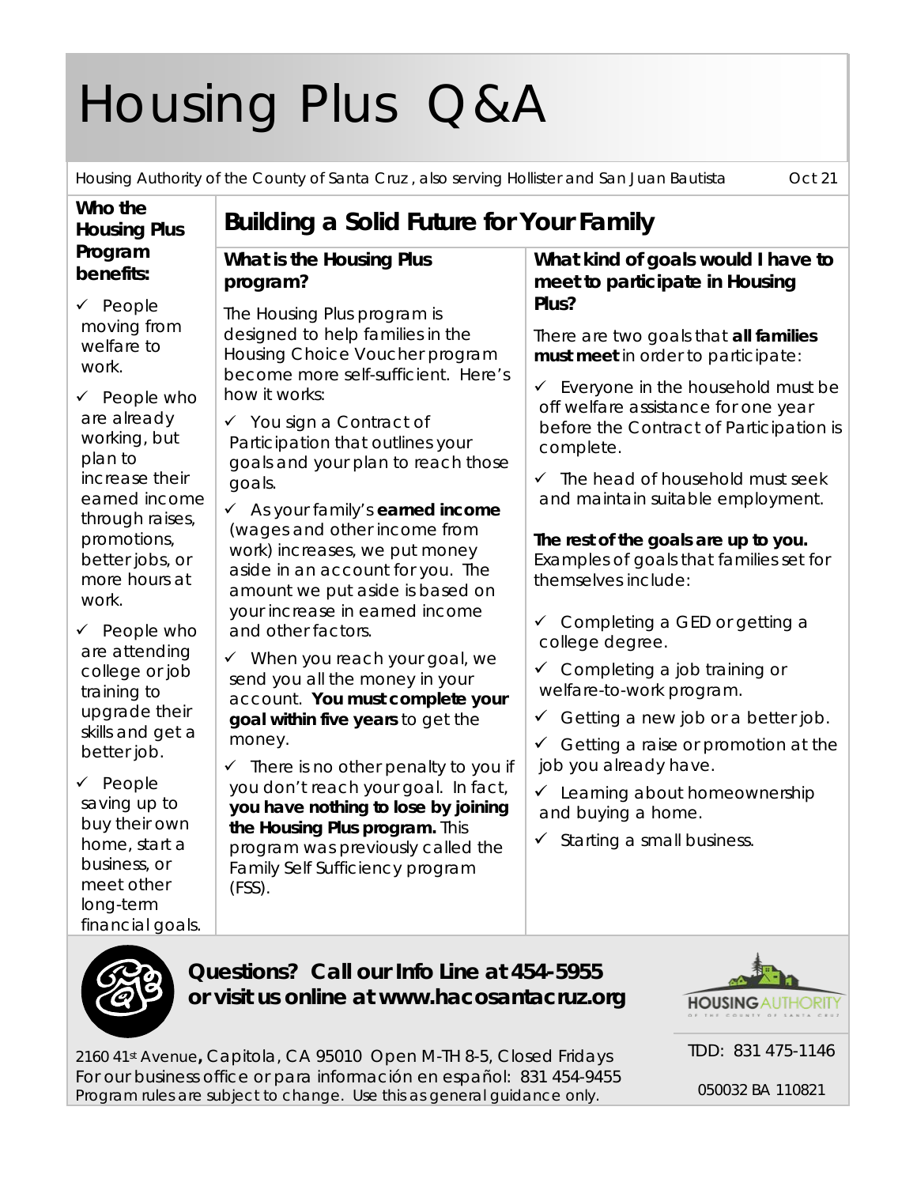# Housing Plus Q&A

Housing Authority of the County of Santa Cruz , also serving Hollister and San Juan Bautista Oct 21

**Who the Housing Plus Program benefits:**

- ✓ People moving from welfare to work.
- ✓ People who are already working, but plan to increase their earned income through raises, promotions, better jobs, or more hours at work.
- ✓ People who are attending college or job training to upgrade their skills and get a better job.
- ✓ People saving up to buy their own home, start a business, or meet other long-term financial goals.

## Building a Solid Future for Your Family

### What is the Housing Plus program?

The Housing Plus program is designed to help families in the Housing Choice Voucher program become more self-sufficient. Here's how it works:

- ✓ You sign a Contract of Participation that outlines your goals and your plan to reach those goals.
- ✓ As your family's **earned income** (wages and other income from work) increases, we put money aside in an account for you. The amount we put aside is based on your increase in earned income and other factors.
- ✓ When you reach your goal, we send you all the money in your account. **You must complete your goal within five years** to get the money.
- ✓ There is no other penalty to you if you don't reach your goal. In fact, **you have nothing to lose by joining the Housing Plus program.** This program was previously called the Family Self Sufficiency program (FSS).

### What kind of goals would I have to meet to participate in Housing Plus?

There are two goals that **all families must meet** in order to participate:

- ✓ Everyone in the household must be off welfare assistance for one year before the Contract of Participation is complete.
- ✓ The head of household must seek and maintain suitable employment.

**The rest of the goals are up to you.** Examples of goals that families set for themselves include:

- ✓ Completing a GED or getting a college degree.
- ✓ Completing a job training or welfare-to-work program.
- ✓ Getting a new job or a better job.
- ✓ Getting a raise or promotion at the job you already have.
- ✓ Learning about homeownership and buying a home.
- ✓ Starting a small business.

**Questions? Call our Info Line at 454-5955 or visit us online at www.hacosantacruz.org**

2160 41st Avenue, Capitola, CA 95010 Open M-TH 8-5, Closed Fridays
For our business office or para información en español: 831 454-9455
Program rules are subject to change. Use this as general guidance only.

TDD: 831 475-1146

050032 BA 110821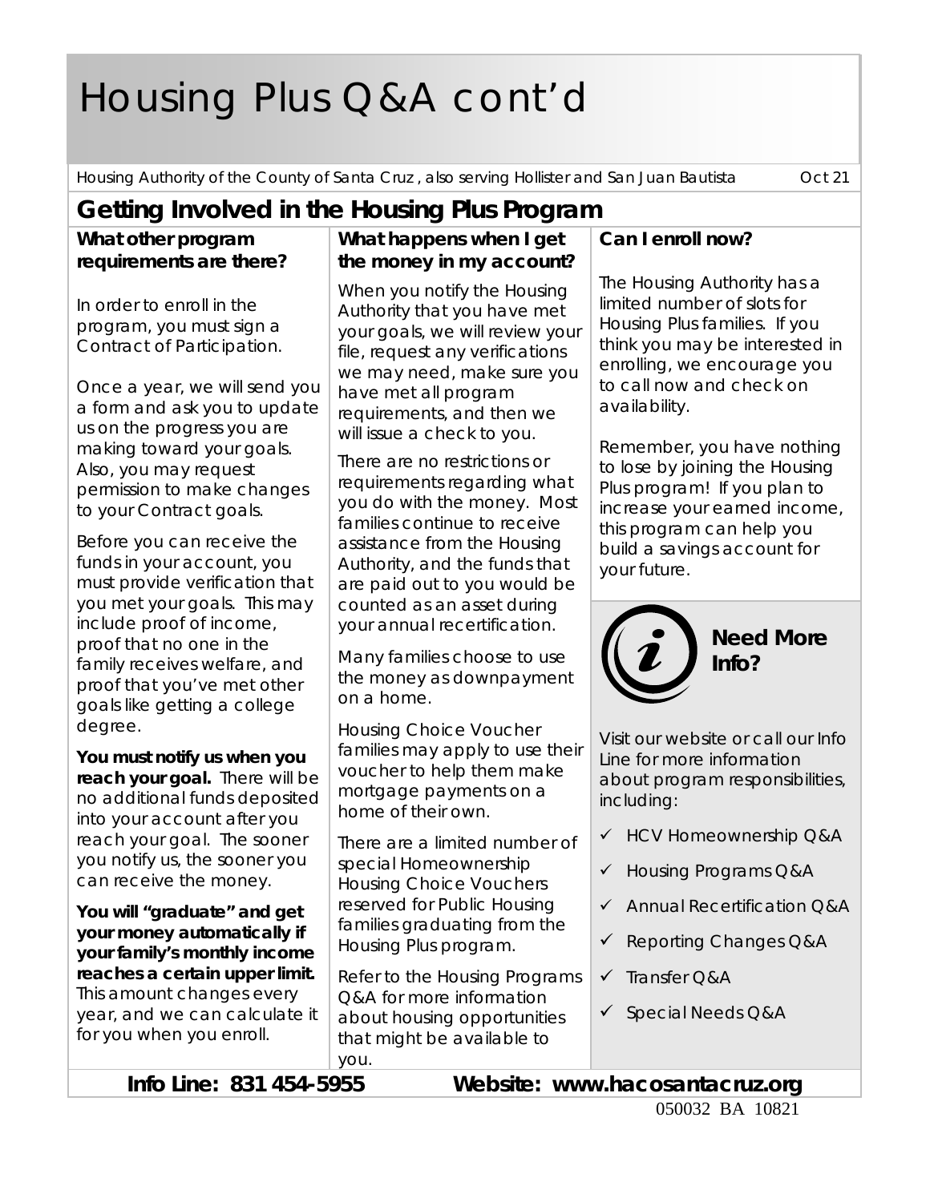# Housing Plus Q&A cont'd

Housing Authority of the County of Santa Cruz , also serving Hollister and San Juan Bautista Oct 21

## Getting Involved in the Housing Plus Program

### What other program requirements are there?

In order to enroll in the program, you must sign a Contract of Participation.

Once a year, we will send you a form and ask you to update us on the progress you are making toward your goals. Also, you may request permission to make changes to your Contract goals.

Before you can receive the funds in your account, you must provide verification that you met your goals. This may include proof of income, proof that no one in the family receives welfare, and proof that you've met other goals like getting a college degree.

**You must notify us when you reach your goal.** There will be no additional funds deposited into your account after you reach your goal. The sooner you notify us, the sooner you can receive the money.

**You will "graduate" and get your money automatically if your family's monthly income reaches a certain upper limit.** This amount changes every year, and we can calculate it for you when you enroll.

### What happens when I get the money in my account?

When you notify the Housing Authority that you have met your goals, we will review your file, request any verifications we may need, make sure you have met all program requirements, and then we will issue a check to you.

There are no restrictions or requirements regarding what you do with the money. Most families continue to receive assistance from the Housing Authority, and the funds that are paid out to you would be counted as an asset during your annual recertification.

Many families choose to use the money as downpayment on a home.

Housing Choice Voucher families may apply to use their voucher to help them make mortgage payments on a home of their own.

There are a limited number of special Homeownership Housing Choice Vouchers reserved for Public Housing families graduating from the Housing Plus program.

Refer to the Housing Programs Q&A for more information about housing opportunities that might be available to you.

### Can I enroll now?

The Housing Authority has a limited number of slots for Housing Plus families. If you think you may be interested in enrolling, we encourage you to call now and check on availability.

Remember, you have nothing to lose by joining the Housing Plus program! If you plan to increase your earned income, this program can help you build a savings account for your future.

### Need More Info?

Visit our website or call our Info Line for more information about program responsibilities, including:

- ✓ HCV Homeownership Q&A
- ✓ Housing Programs Q&A
- ✓ Annual Recertification Q&A
- ✓ Reporting Changes Q&A
- ✓ Transfer Q&A
- ✓ Special Needs Q&A

**Info Line: 831 454-5955** **Website: www.hacosantacruz.org**

050032 BA 10821